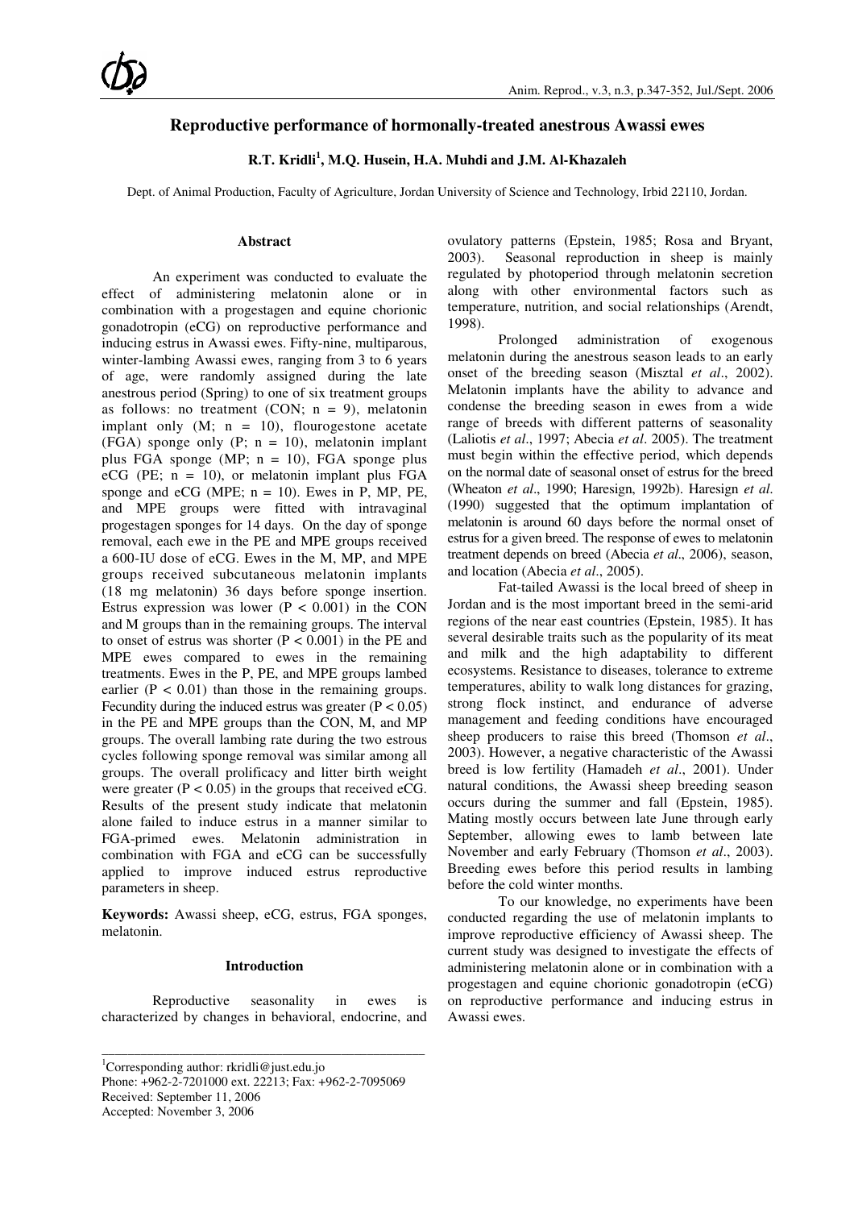# Reproductive performance of hormonally-treated anestrous Awassi ewes

**R.T. Kridli[1], M.Q. Husein, H.A. Muhdi and J.M. Al-Khazaleh**

Dept. of Animal Production, Faculty of Agriculture, Jordan University of Science and Technology, Irbid 22110, Jordan.

## Abstract

An experiment was conducted to evaluate the effect of administering melatonin alone or in combination with a progestagen and equine chorionic gonadotropin (eCG) on reproductive performance and inducing estrus in Awassi ewes. Fifty-nine, multiparous, winter-lambing Awassi ewes, ranging from 3 to 6 years of age, were randomly assigned during the late anestrous period (Spring) to one of six treatment groups as follows: no treatment (CON; n = 9), melatonin implant only (M; n = 10), flourogestone acetate (FGA) sponge only (P; n = 10), melatonin implant plus FGA sponge (MP; n = 10), FGA sponge plus eCG (PE; n = 10), or melatonin implant plus FGA sponge and eCG (MPE; n = 10). Ewes in P, MP, PE, and MPE groups were fitted with intravaginal progestagen sponges for 14 days. On the day of sponge removal, each ewe in the PE and MPE groups received a 600-IU dose of eCG. Ewes in the M, MP, and MPE groups received subcutaneous melatonin implants (18 mg melatonin) 36 days before sponge insertion. Estrus expression was lower ($P < 0.001$) in the CON and M groups than in the remaining groups. The interval to onset of estrus was shorter ($P < 0.001$) in the PE and MPE ewes compared to ewes in the remaining treatments. Ewes in the P, PE, and MPE groups lambed earlier ($P < 0.01$) than those in the remaining groups. Fecundity during the induced estrus was greater ($P < 0.05$) in the PE and MPE groups than the CON, M, and MP groups. The overall lambing rate during the two estrous cycles following sponge removal was similar among all groups. The overall prolificacy and litter birth weight were greater ($P < 0.05$) in the groups that received eCG. Results of the present study indicate that melatonin alone failed to induce estrus in a manner similar to FGA-primed ewes. Melatonin administration in combination with FGA and eCG can be successfully applied to improve induced estrus reproductive parameters in sheep.

**Keywords:** Awassi sheep, eCG, estrus, FGA sponges, melatonin.

## Introduction

Reproductive seasonality in ewes is characterized by changes in behavioral, endocrine, and ovulatory patterns (Epstein, 1985; Rosa and Bryant, 2003). Seasonal reproduction in sheep is mainly regulated by photoperiod through melatonin secretion along with other environmental factors such as temperature, nutrition, and social relationships (Arendt, 1998).

Prolonged administration of exogenous melatonin during the anestrous season leads to an early onset of the breeding season (Misztal *et al*., 2002). Melatonin implants have the ability to advance and condense the breeding season in ewes from a wide range of breeds with different patterns of seasonality (Laliotis *et al*., 1997; Abecia *et al*. 2005). The treatment must begin within the effective period, which depends on the normal date of seasonal onset of estrus for the breed (Wheaton *et al*., 1990; Haresign, 1992b). Haresign *et al*. (1990) suggested that the optimum implantation of melatonin is around 60 days before the normal onset of estrus for a given breed. The response of ewes to melatonin treatment depends on breed (Abecia *et al*., 2006), season, and location (Abecia *et al*., 2005).

Fat-tailed Awassi is the local breed of sheep in Jordan and is the most important breed in the semi-arid regions of the near east countries (Epstein, 1985). It has several desirable traits such as the popularity of its meat and milk and the high adaptability to different ecosystems. Resistance to diseases, tolerance to extreme temperatures, ability to walk long distances for grazing, strong flock instinct, and endurance of adverse management and feeding conditions have encouraged sheep producers to raise this breed (Thomson *et al*., 2003). However, a negative characteristic of the Awassi breed is low fertility (Hamadeh *et al*., 2001). Under natural conditions, the Awassi sheep breeding season occurs during the summer and fall (Epstein, 1985). Mating mostly occurs between late June through early September, allowing ewes to lamb between late November and early February (Thomson *et al*., 2003). Breeding ewes before this period results in lambing before the cold winter months.

To our knowledge, no experiments have been conducted regarding the use of melatonin implants to improve reproductive efficiency of Awassi sheep. The current study was designed to investigate the effects of administering melatonin alone or in combination with a progestagen and equine chorionic gonadotropin (eCG) on reproductive performance and inducing estrus in Awassi ewes.

---

[1]Corresponding author: rkridli@just.edu.jo
Phone: +962-2-7201000 ext. 22213; Fax: +962-2-7095069
Received: September 11, 2006
Accepted: November 3, 2006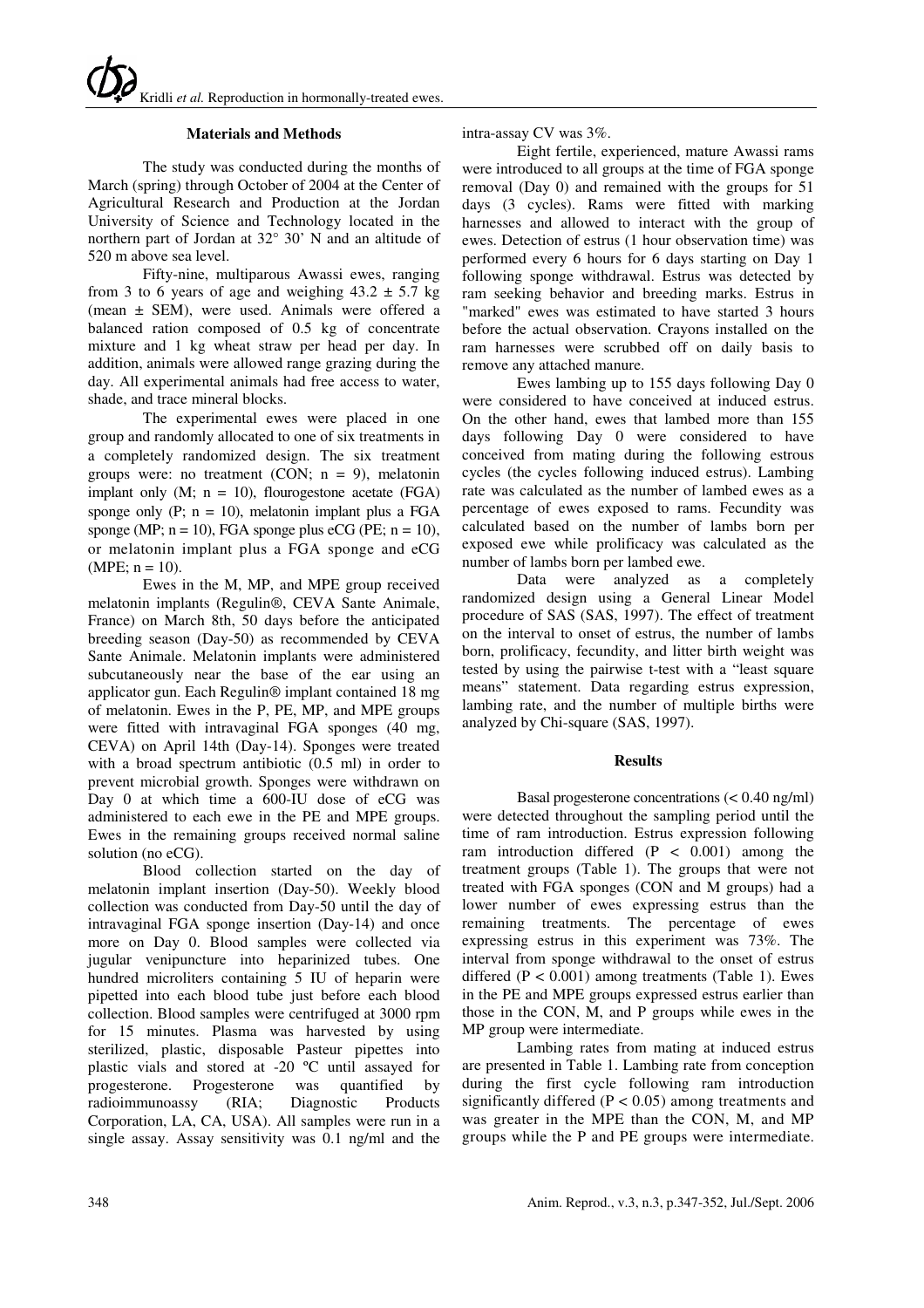## Materials and Methods

The study was conducted during the months of March (spring) through October of 2004 at the Center of Agricultural Research and Production at the Jordan University of Science and Technology located in the northern part of Jordan at 32° 30' N and an altitude of 520 m above sea level.

Fifty-nine, multiparous Awassi ewes, ranging from 3 to 6 years of age and weighing 43.2 ± 5.7 kg (mean ± SEM), were used. Animals were offered a balanced ration composed of 0.5 kg of concentrate mixture and 1 kg wheat straw per head per day. In addition, animals were allowed range grazing during the day. All experimental animals had free access to water, shade, and trace mineral blocks.

The experimental ewes were placed in one group and randomly allocated to one of six treatments in a completely randomized design. The six treatment groups were: no treatment (CON; n = 9), melatonin implant only (M; n = 10), flourogestone acetate (FGA) sponge only (P; n = 10), melatonin implant plus a FGA sponge (MP; n = 10), FGA sponge plus eCG (PE; n = 10), or melatonin implant plus a FGA sponge and eCG (MPE; n = 10).

Ewes in the M, MP, and MPE group received melatonin implants (Regulin®, CEVA Sante Animale, France) on March 8th, 50 days before the anticipated breeding season (Day-50) as recommended by CEVA Sante Animale. Melatonin implants were administered subcutaneously near the base of the ear using an applicator gun. Each Regulin® implant contained 18 mg of melatonin. Ewes in the P, PE, MP, and MPE groups were fitted with intravaginal FGA sponges (40 mg, CEVA) on April 14th (Day-14). Sponges were treated with a broad spectrum antibiotic (0.5 ml) in order to prevent microbial growth. Sponges were withdrawn on Day 0 at which time a 600-IU dose of eCG was administered to each ewe in the PE and MPE groups. Ewes in the remaining groups received normal saline solution (no eCG).

Blood collection started on the day of melatonin implant insertion (Day-50). Weekly blood collection was conducted from Day-50 until the day of intravaginal FGA sponge insertion (Day-14) and once more on Day 0. Blood samples were collected via jugular venipuncture into heparinized tubes. One hundred microliters containing 5 IU of heparin were pipetted into each blood tube just before each blood collection. Blood samples were centrifuged at 3000 rpm for 15 minutes. Plasma was harvested by using sterilized, plastic, disposable Pasteur pipettes into plastic vials and stored at -20 ºC until assayed for progesterone. Progesterone was quantified by radioimmunoassy (RIA; Diagnostic Products Corporation, LA, CA, USA). All samples were run in a single assay. Assay sensitivity was 0.1 ng/ml and the intra-assay CV was 3%.

Eight fertile, experienced, mature Awassi rams were introduced to all groups at the time of FGA sponge removal (Day 0) and remained with the groups for 51 days (3 cycles). Rams were fitted with marking harnesses and allowed to interact with the group of ewes. Detection of estrus (1 hour observation time) was performed every 6 hours for 6 days starting on Day 1 following sponge withdrawal. Estrus was detected by ram seeking behavior and breeding marks. Estrus in "marked" ewes was estimated to have started 3 hours before the actual observation. Crayons installed on the ram harnesses were scrubbed off on daily basis to remove any attached manure.

Ewes lambing up to 155 days following Day 0 were considered to have conceived at induced estrus. On the other hand, ewes that lambed more than 155 days following Day 0 were considered to have conceived from mating during the following estrous cycles (the cycles following induced estrus). Lambing rate was calculated as the number of lambed ewes as a percentage of ewes exposed to rams. Fecundity was calculated based on the number of lambs born per exposed ewe while prolificacy was calculated as the number of lambs born per lambed ewe.

Data were analyzed as a completely randomized design using a General Linear Model procedure of SAS (SAS, 1997). The effect of treatment on the interval to onset of estrus, the number of lambs born, prolificacy, fecundity, and litter birth weight was tested by using the pairwise t-test with a "least square means" statement. Data regarding estrus expression, lambing rate, and the number of multiple births were analyzed by Chi-square (SAS, 1997).

## Results

Basal progesterone concentrations (< 0.40 ng/ml) were detected throughout the sampling period until the time of ram introduction. Estrus expression following ram introduction differed ($P < 0.001$) among the treatment groups (Table 1). The groups that were not treated with FGA sponges (CON and M groups) had a lower number of ewes expressing estrus than the remaining treatments. The percentage of ewes expressing estrus in this experiment was 73%. The interval from sponge withdrawal to the onset of estrus differed ($P < 0.001$) among treatments (Table 1). Ewes in the PE and MPE groups expressed estrus earlier than those in the CON, M, and P groups while ewes in the MP group were intermediate.

Lambing rates from mating at induced estrus are presented in Table 1. Lambing rate from conception during the first cycle following ram introduction significantly differed ($P < 0.05$) among treatments and was greater in the MPE than the CON, M, and MP groups while the P and PE groups were intermediate.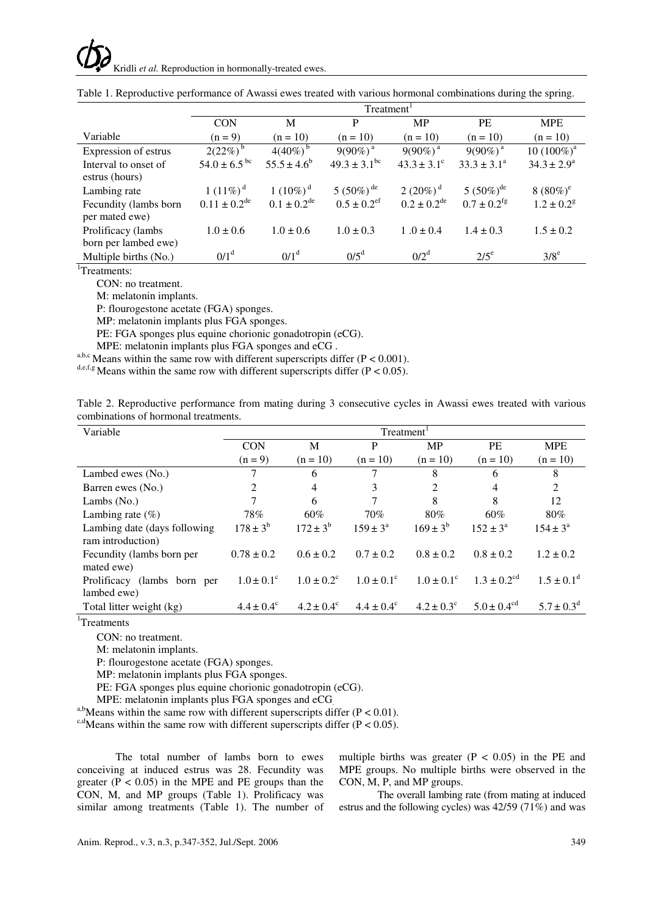Table 1. Reproductive performance of Awassi ewes treated with various hormonal combinations during the spring.

| | Treatment[1] | | | | | |
|---|---|---|---|---|---|---|
| Variable | CON (n = 9) | M (n = 10) | P (n = 10) | MP (n = 10) | PE (n = 10) | MPE (n = 10) |
| Expression of estrus | 2(22%)[b] | 4(40%)[b] | 9(90%)[a] | 9(90%)[a] | 9(90%)[a] | 10 (100%)[a] |
| Interval to onset of estrus (hours) | 54.0 ± 6.5[bc] | 55.5 ± 4.6[b] | 49.3 ± 3.1[bc] | 43.3 ± 3.1[c] | 33.3 ± 3.1[a] | 34.3 ± 2.9[a] |
| Lambing rate | 1 (11%)[d] | 1 (10%)[d] | 5 (50%)[de] | 2 (20%)[d] | 5 (50%)[de] | 8 (80%)[e] |
| Fecundity (lambs born per mated ewe) | 0.11 ± 0.2[de] | 0.1 ± 0.2[de] | 0.5 ± 0.2[ef] | 0.2 ± 0.2[de] | 0.7 ± 0.2[fg] | 1.2 ± 0.2[g] |
| Prolificacy (lambs born per lambed ewe) | 1.0 ± 0.6 | 1.0 ± 0.6 | 1.0 ± 0.3 | 1 .0 ± 0.4 | 1.4 ± 0.3 | 1.5 ± 0.2 |
| Multiple births (No.) | 0/1[d] | 0/1[d] | 0/5[d] | 0/2[d] | 2/5[e] | 3/8[e] |

[1]Treatments:

CON: no treatment.

M: melatonin implants.

P: flourogestone acetate (FGA) sponges.

MP: melatonin implants plus FGA sponges.

PE: FGA sponges plus equine chorionic gonadotropin (eCG).

MPE: melatonin implants plus FGA sponges and eCG .

[a,b,c] Means within the same row with different superscripts differ ($P < 0.001$).

[d,e,f,g] Means within the same row with different superscripts differ ($P < 0.05$).

Table 2. Reproductive performance from mating during 3 consecutive cycles in Awassi ewes treated with various combinations of hormonal treatments.

| Variable | Treatment[1] | | | | | |
|---|---|---|---|---|---|---|
| | CON (n = 9) | M (n = 10) | P (n = 10) | MP (n = 10) | PE (n = 10) | MPE (n = 10) |
| Lambed ewes (No.) | 7 | 6 | 7 | 8 | 6 | 8 |
| Barren ewes (No.) | 2 | 4 | 3 | 2 | 4 | 2 |
| Lambs (No.) | 7 | 6 | 7 | 8 | 8 | 12 |
| Lambing rate (%) | 78% | 60% | 70% | 80% | 60% | 80% |
| Lambing date (days following ram introduction) | 178 ± 3[b] | 172 ± 3[b] | 159 ± 3[a] | 169 ± 3[b] | 152 ± 3[a] | 154 ± 3[a] |
| Fecundity (lambs born per mated ewe) | 0.78 ± 0.2 | 0.6 ± 0.2 | 0.7 ± 0.2 | 0.8 ± 0.2 | 0.8 ± 0.2 | 1.2 ± 0.2 |
| Prolificacy (lambs born per lambed ewe) | 1.0 ± 0.1[c] | 1.0 ± 0.2[c] | 1.0 ± 0.1[c] | 1.0 ± 0.1[c] | 1.3 ± 0.2[cd] | 1.5 ± 0.1[d] |
| Total litter weight (kg) | 4.4 ± 0.4[c] | 4.2 ± 0.4[c] | 4.4 ± 0.4[c] | 4.2 ± 0.3[c] | 5.0 ± 0.4[cd] | 5.7 ± 0.3[d] |

[1]Treatments

CON: no treatment.

M: melatonin implants.

P: flourogestone acetate (FGA) sponges.

MP: melatonin implants plus FGA sponges.

PE: FGA sponges plus equine chorionic gonadotropin (eCG).

MPE: melatonin implants plus FGA sponges and eCG.

[a,b]Means within the same row with different superscripts differ ($P < 0.01$).

[c,d]Means within the same row with different superscripts differ ($P < 0.05$).

The total number of lambs born to ewes conceiving at induced estrus was 28. Fecundity was greater ($P < 0.05$) in the MPE and PE groups than the CON, M, and MP groups (Table 1). Prolificacy was similar among treatments (Table 1). The number of multiple births was greater ($P < 0.05$) in the PE and MPE groups. No multiple births were observed in the CON, M, P, and MP groups.

The overall lambing rate (from mating at induced estrus and the following cycles) was 42/59 (71%) and was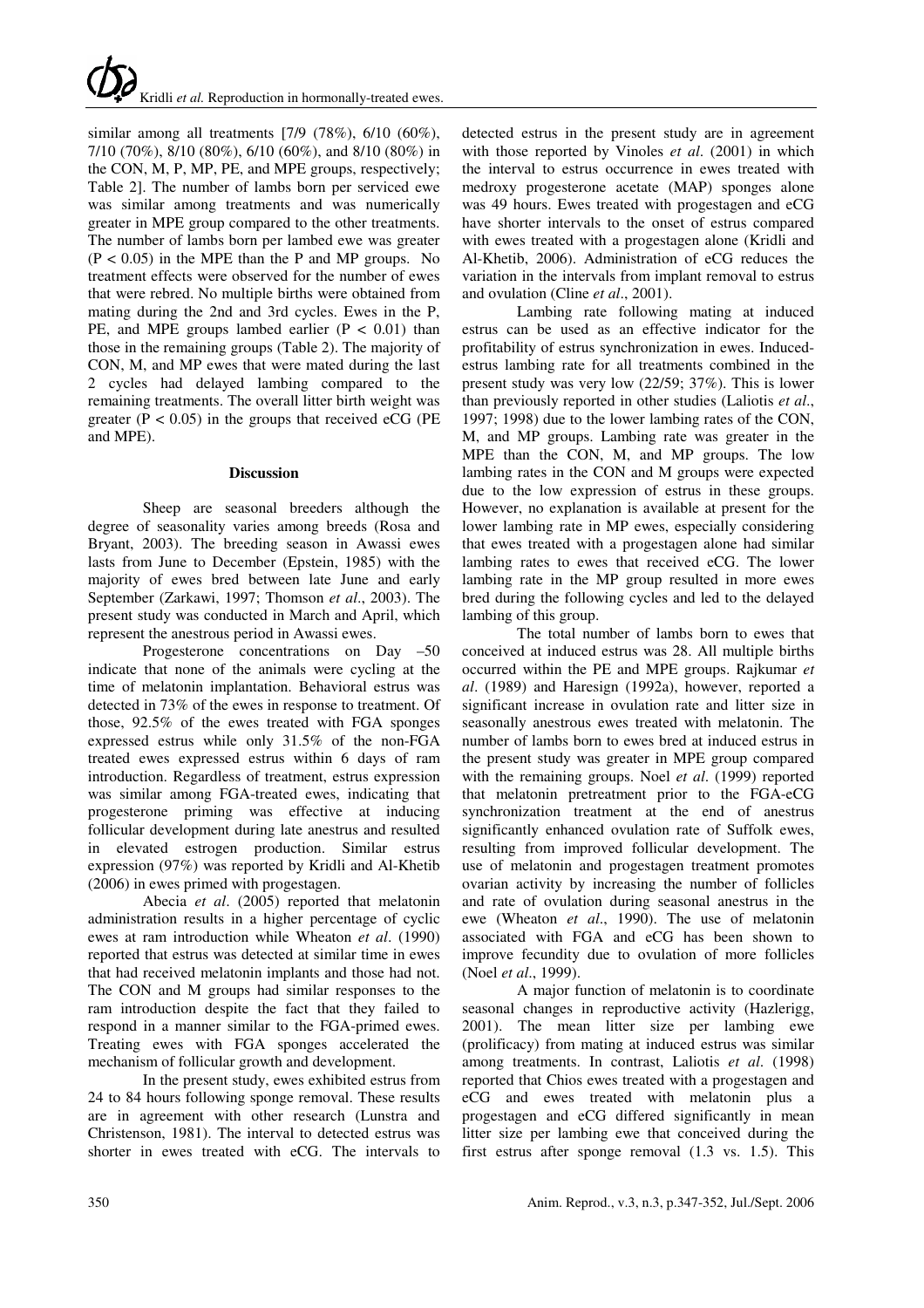similar among all treatments [7/9 (78%), 6/10 (60%), 7/10 (70%), 8/10 (80%), 6/10 (60%), and 8/10 (80%) in the CON, M, P, MP, PE, and MPE groups, respectively; Table 2]. The number of lambs born per serviced ewe was similar among treatments and was numerically greater in MPE group compared to the other treatments. The number of lambs born per lambed ewe was greater ($P < 0.05$) in the MPE than the P and MP groups. No treatment effects were observed for the number of ewes that were rebred. No multiple births were obtained from mating during the 2nd and 3rd cycles. Ewes in the P, PE, and MPE groups lambed earlier ($P < 0.01$) than those in the remaining groups (Table 2). The majority of CON, M, and MP ewes that were mated during the last 2 cycles had delayed lambing compared to the remaining treatments. The overall litter birth weight was greater ($P < 0.05$) in the groups that received eCG (PE and MPE).

## Discussion

Sheep are seasonal breeders although the degree of seasonality varies among breeds (Rosa and Bryant, 2003). The breeding season in Awassi ewes lasts from June to December (Epstein, 1985) with the majority of ewes bred between late June and early September (Zarkawi, 1997; Thomson *et al*., 2003). The present study was conducted in March and April, which represent the anestrous period in Awassi ewes.

Progesterone concentrations on Day –50 indicate that none of the animals were cycling at the time of melatonin implantation. Behavioral estrus was detected in 73% of the ewes in response to treatment. Of those, 92.5% of the ewes treated with FGA sponges expressed estrus while only 31.5% of the non-FGA treated ewes expressed estrus within 6 days of ram introduction. Regardless of treatment, estrus expression was similar among FGA-treated ewes, indicating that progesterone priming was effective at inducing follicular development during late anestrus and resulted in elevated estrogen production. Similar estrus expression (97%) was reported by Kridli and Al-Khetib (2006) in ewes primed with progestagen.

Abecia *et al*. (2005) reported that melatonin administration results in a higher percentage of cyclic ewes at ram introduction while Wheaton *et al*. (1990) reported that estrus was detected at similar time in ewes that had received melatonin implants and those had not. The CON and M groups had similar responses to the ram introduction despite the fact that they failed to respond in a manner similar to the FGA-primed ewes. Treating ewes with FGA sponges accelerated the mechanism of follicular growth and development.

In the present study, ewes exhibited estrus from 24 to 84 hours following sponge removal. These results are in agreement with other research (Lunstra and Christenson, 1981). The interval to detected estrus was shorter in ewes treated with eCG. The intervals to detected estrus in the present study are in agreement with those reported by Vinoles *et al*. (2001) in which the interval to estrus occurrence in ewes treated with medroxy progesterone acetate (MAP) sponges alone was 49 hours. Ewes treated with progestagen and eCG have shorter intervals to the onset of estrus compared with ewes treated with a progestagen alone (Kridli and Al-Khetib, 2006). Administration of eCG reduces the variation in the intervals from implant removal to estrus and ovulation (Cline *et al*., 2001).

Lambing rate following mating at induced estrus can be used as an effective indicator for the profitability of estrus synchronization in ewes. Induced-estrus lambing rate for all treatments combined in the present study was very low (22/59; 37%). This is lower than previously reported in other studies (Laliotis *et al*., 1997; 1998) due to the lower lambing rates of the CON, M, and MP groups. Lambing rate was greater in the MPE than the CON, M, and MP groups. The low lambing rates in the CON and M groups were expected due to the low expression of estrus in these groups. However, no explanation is available at present for the lower lambing rate in MP ewes, especially considering that ewes treated with a progestagen alone had similar lambing rates to ewes that received eCG. The lower lambing rate in the MP group resulted in more ewes bred during the following cycles and led to the delayed lambing of this group.

The total number of lambs born to ewes that conceived at induced estrus was 28. All multiple births occurred within the PE and MPE groups. Rajkumar *et al*. (1989) and Haresign (1992a), however, reported a significant increase in ovulation rate and litter size in seasonally anestrous ewes treated with melatonin. The number of lambs born to ewes bred at induced estrus in the present study was greater in MPE group compared with the remaining groups. Noel *et al*. (1999) reported that melatonin pretreatment prior to the FGA-eCG synchronization treatment at the end of anestrus significantly enhanced ovulation rate of Suffolk ewes, resulting from improved follicular development. The use of melatonin and progestagen treatment promotes ovarian activity by increasing the number of follicles and rate of ovulation during seasonal anestrus in the ewe (Wheaton *et al*., 1990). The use of melatonin associated with FGA and eCG has been shown to improve fecundity due to ovulation of more follicles (Noel *et al*., 1999).

A major function of melatonin is to coordinate seasonal changes in reproductive activity (Hazlerigg, 2001). The mean litter size per lambing ewe (prolificacy) from mating at induced estrus was similar among treatments. In contrast, Laliotis *et al*. (1998) reported that Chios ewes treated with a progestagen and eCG and ewes treated with melatonin plus a progestagen and eCG differed significantly in mean litter size per lambing ewe that conceived during the first estrus after sponge removal (1.3 vs. 1.5). This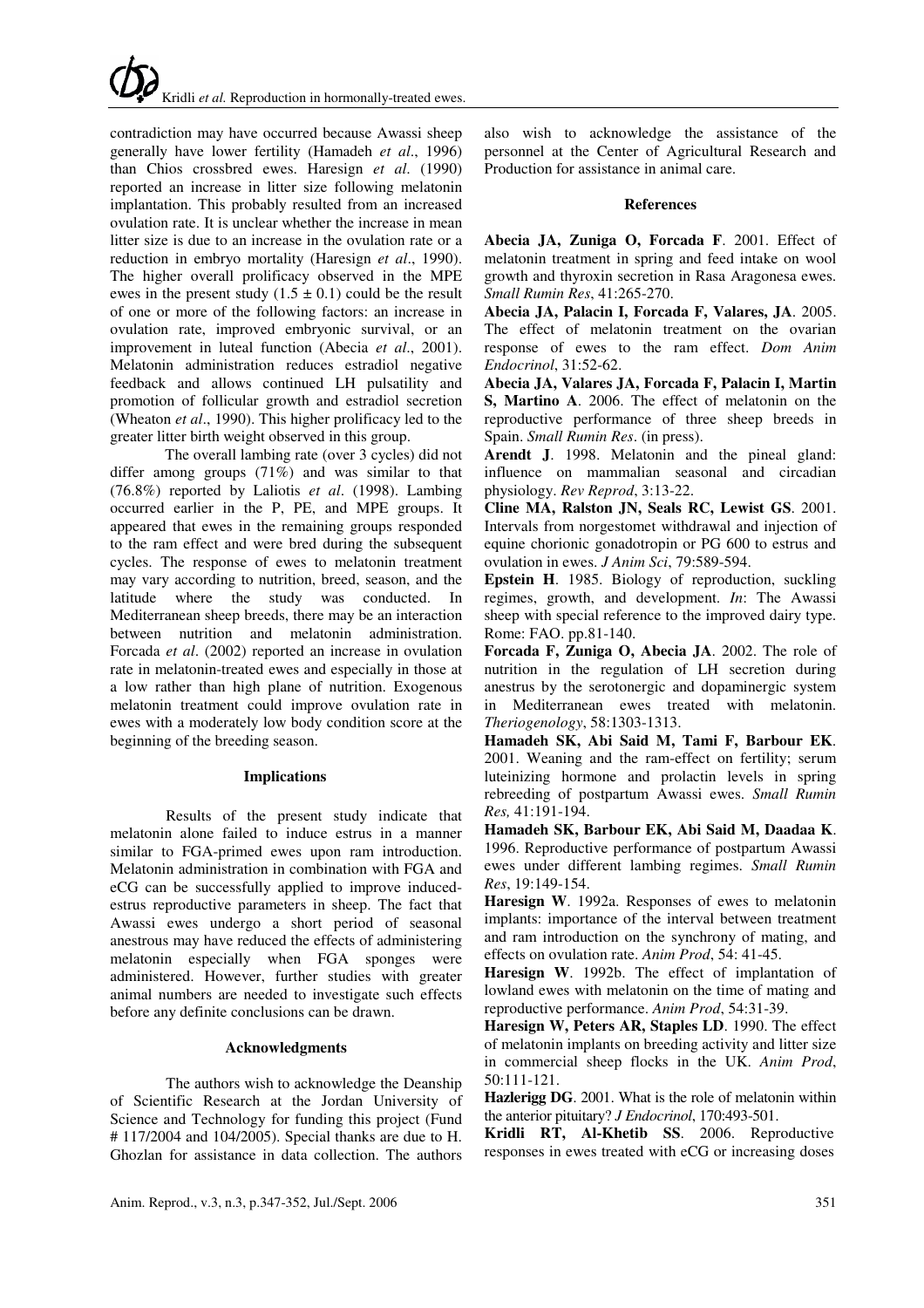contradiction may have occurred because Awassi sheep generally have lower fertility (Hamadeh *et al*., 1996) than Chios crossbred ewes. Haresign *et al*. (1990) reported an increase in litter size following melatonin implantation. This probably resulted from an increased ovulation rate. It is unclear whether the increase in mean litter size is due to an increase in the ovulation rate or a reduction in embryo mortality (Haresign *et al*., 1990). The higher overall prolificacy observed in the MPE ewes in the present study ($1.5 \pm 0.1$) could be the result of one or more of the following factors: an increase in ovulation rate, improved embryonic survival, or an improvement in luteal function (Abecia *et al*., 2001). Melatonin administration reduces estradiol negative feedback and allows continued LH pulsatility and promotion of follicular growth and estradiol secretion (Wheaton *et al*., 1990). This higher prolificacy led to the greater litter birth weight observed in this group.

The overall lambing rate (over 3 cycles) did not differ among groups (71%) and was similar to that (76.8%) reported by Laliotis *et al*. (1998). Lambing occurred earlier in the P, PE, and MPE groups. It appeared that ewes in the remaining groups responded to the ram effect and were bred during the subsequent cycles. The response of ewes to melatonin treatment may vary according to nutrition, breed, season, and the latitude where the study was conducted. In Mediterranean sheep breeds, there may be an interaction between nutrition and melatonin administration. Forcada *et al*. (2002) reported an increase in ovulation rate in melatonin-treated ewes and especially in those at a low rather than high plane of nutrition. Exogenous melatonin treatment could improve ovulation rate in ewes with a moderately low body condition score at the beginning of the breeding season.

## Implications

Results of the present study indicate that melatonin alone failed to induce estrus in a manner similar to FGA-primed ewes upon ram introduction. Melatonin administration in combination with FGA and eCG can be successfully applied to improve induced-estrus reproductive parameters in sheep. The fact that Awassi ewes undergo a short period of seasonal anestrous may have reduced the effects of administering melatonin especially when FGA sponges were administered. However, further studies with greater animal numbers are needed to investigate such effects before any definite conclusions can be drawn.

## Acknowledgments

The authors wish to acknowledge the Deanship of Scientific Research at the Jordan University of Science and Technology for funding this project (Fund # 117/2004 and 104/2005). Special thanks are due to H. Ghozlan for assistance in data collection. The authors also wish to acknowledge the assistance of the personnel at the Center of Agricultural Research and Production for assistance in animal care.

## References

**Abecia JA, Zuniga O, Forcada F**. 2001. Effect of melatonin treatment in spring and feed intake on wool growth and thyroxin secretion in Rasa Aragonesa ewes. *Small Rumin Res*, 41:265-270.

**Abecia JA, Palacin I, Forcada F, Valares, JA**. 2005. The effect of melatonin treatment on the ovarian response of ewes to the ram effect. *Dom Anim Endocrinol*, 31:52-62.

**Abecia JA, Valares JA, Forcada F, Palacin I, Martin S, Martino A**. 2006. The effect of melatonin on the reproductive performance of three sheep breeds in Spain. *Small Rumin Res*. (in press).

**Arendt J**. 1998. Melatonin and the pineal gland: influence on mammalian seasonal and circadian physiology. *Rev Reprod*, 3:13-22.

**Cline MA, Ralston JN, Seals RC, Lewist GS**. 2001. Intervals from norgestomet withdrawal and injection of equine chorionic gonadotropin or PG 600 to estrus and ovulation in ewes. *J Anim Sci*, 79:589-594.

**Epstein H**. 1985. Biology of reproduction, suckling regimes, growth, and development. *In*: The Awassi sheep with special reference to the improved dairy type. Rome: FAO. pp.81-140.

**Forcada F, Zuniga O, Abecia JA**. 2002. The role of nutrition in the regulation of LH secretion during anestrus by the serotonergic and dopaminergic system in Mediterranean ewes treated with melatonin. *Theriogenology*, 58:1303-1313.

**Hamadeh SK, Abi Said M, Tami F, Barbour EK**. 2001. Weaning and the ram-effect on fertility; serum luteinizing hormone and prolactin levels in spring rebreeding of postpartum Awassi ewes. *Small Rumin Res,* 41:191-194.

**Hamadeh SK, Barbour EK, Abi Said M, Daadaa K**. 1996. Reproductive performance of postpartum Awassi ewes under different lambing regimes. *Small Rumin Res*, 19:149-154.

**Haresign W**. 1992a. Responses of ewes to melatonin implants: importance of the interval between treatment and ram introduction on the synchrony of mating, and effects on ovulation rate. *Anim Prod*, 54: 41-45.

**Haresign W**. 1992b. The effect of implantation of lowland ewes with melatonin on the time of mating and reproductive performance. *Anim Prod*, 54:31-39.

**Haresign W, Peters AR, Staples LD**. 1990. The effect of melatonin implants on breeding activity and litter size in commercial sheep flocks in the UK. *Anim Prod*, 50:111-121.

**Hazlerigg DG**. 2001. What is the role of melatonin within the anterior pituitary? *J Endocrinol*, 170:493-501.

**Kridli RT, Al-Khetib SS**. 2006. Reproductive responses in ewes treated with eCG or increasing doses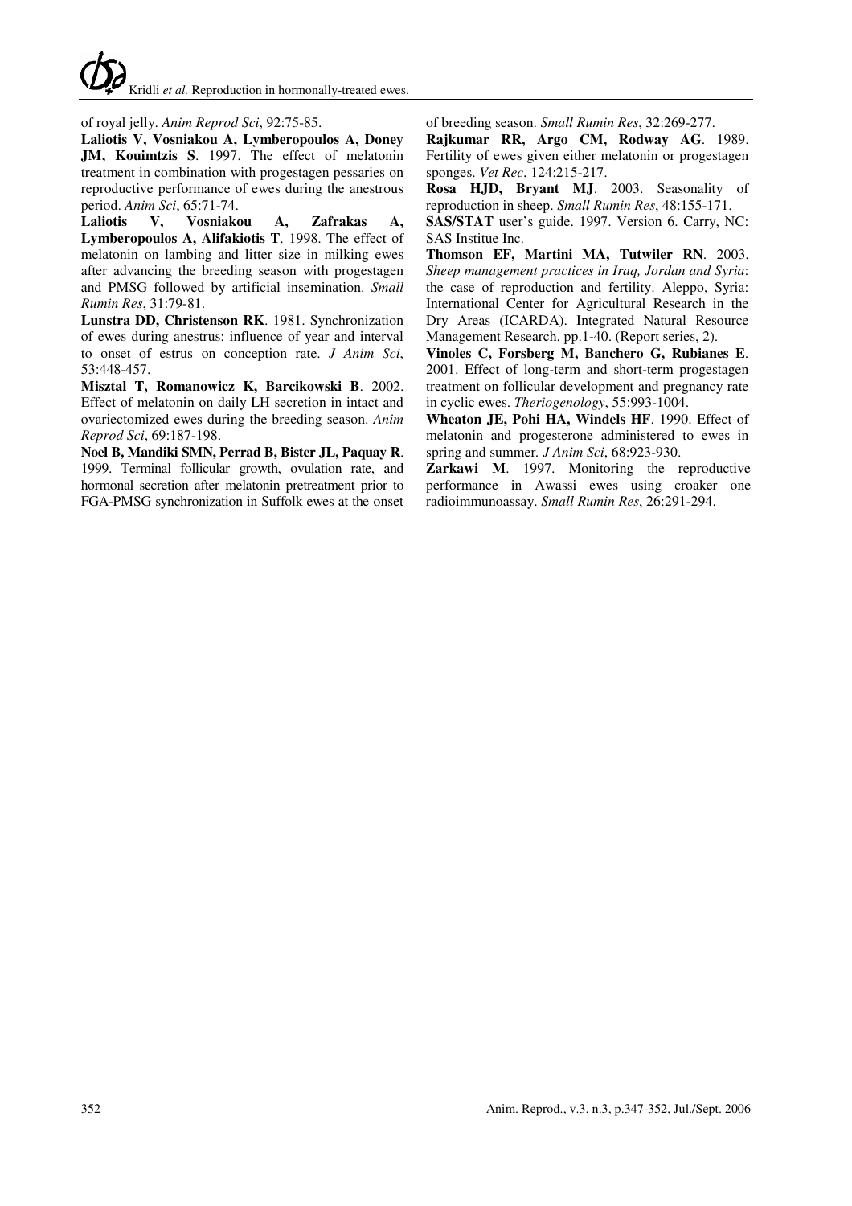of royal jelly. *Anim Reprod Sci*, 92:75-85.

**Laliotis V, Vosniakou A, Lymberopoulos A, Doney JM, Kouimtzis S**. 1997. The effect of melatonin treatment in combination with progestagen pessaries on reproductive performance of ewes during the anestrous period. *Anim Sci*, 65:71-74.

**Laliotis V, Vosniakou A, Zafrakas A, Lymberopoulos A, Alifakiotis T**. 1998. The effect of melatonin on lambing and litter size in milking ewes after advancing the breeding season with progestagen and PMSG followed by artificial insemination. *Small Rumin Res*, 31:79-81.

**Lunstra DD, Christenson RK**. 1981. Synchronization of ewes during anestrus: influence of year and interval to onset of estrus on conception rate. *J Anim Sci*, 53:448-457.

**Misztal T, Romanowicz K, Barcikowski B**. 2002. Effect of melatonin on daily LH secretion in intact and ovariectomized ewes during the breeding season. *Anim Reprod Sci*, 69:187-198.

**Noel B, Mandiki SMN, Perrad B, Bister JL, Paquay R**. 1999. Terminal follicular growth, ovulation rate, and hormonal secretion after melatonin pretreatment prior to FGA-PMSG synchronization in Suffolk ewes at the onset of breeding season. *Small Rumin Res*, 32:269-277.

**Rajkumar RR, Argo CM, Rodway AG**. 1989. Fertility of ewes given either melatonin or progestagen sponges. *Vet Rec*, 124:215-217.

**Rosa HJD, Bryant MJ**. 2003. Seasonality of reproduction in sheep. *Small Rumin Res*, 48:155-171.

**SAS/STAT** user's guide. 1997. Version 6. Carry, NC: SAS Institue Inc.

**Thomson EF, Martini MA, Tutwiler RN**. 2003. *Sheep management practices in Iraq, Jordan and Syria*: the case of reproduction and fertility. Aleppo, Syria: International Center for Agricultural Research in the Dry Areas (ICARDA). Integrated Natural Resource Management Research. pp.1-40. (Report series, 2).

**Vinoles C, Forsberg M, Banchero G, Rubianes E**. 2001. Effect of long-term and short-term progestagen treatment on follicular development and pregnancy rate in cyclic ewes. *Theriogenology*, 55:993-1004.

**Wheaton JE, Pohi HA, Windels HF**. 1990. Effect of melatonin and progesterone administered to ewes in spring and summer. *J Anim Sci*, 68:923-930.

**Zarkawi M**. 1997. Monitoring the reproductive performance in Awassi ewes using croaker one radioimmunoassay. *Small Rumin Res*, 26:291-294.